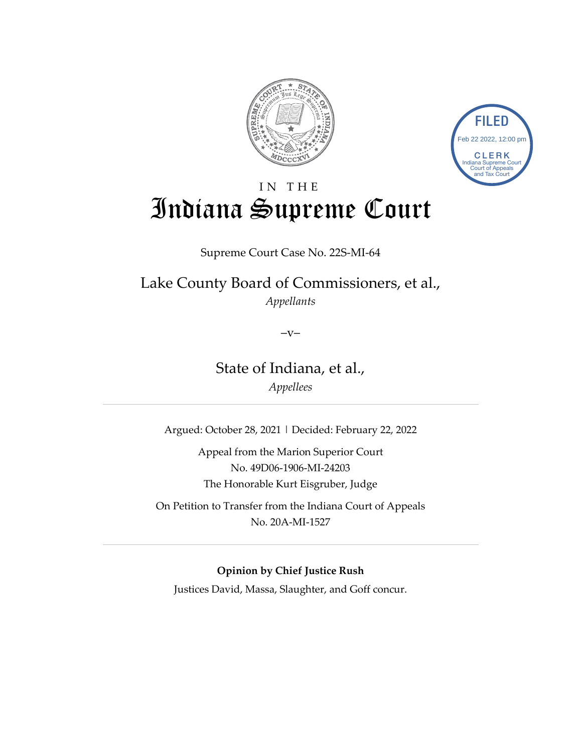# IN THE Indiana Supreme Court

Supreme Court Case No. 22S-MI-64

Lake County Board of Commissioners, et al.,
*Appellants*

–v–

State of Indiana, et al.,
*Appellees*

---

Argued: October 28, 2021 | Decided: February 22, 2022

Appeal from the Marion Superior Court
No. 49D06-1906-MI-24203
The Honorable Kurt Eisgruber, Judge

On Petition to Transfer from the Indiana Court of Appeals
No. 20A-MI-1527

---

**Opinion by Chief Justice Rush**

Justices David, Massa, Slaughter, and Goff concur.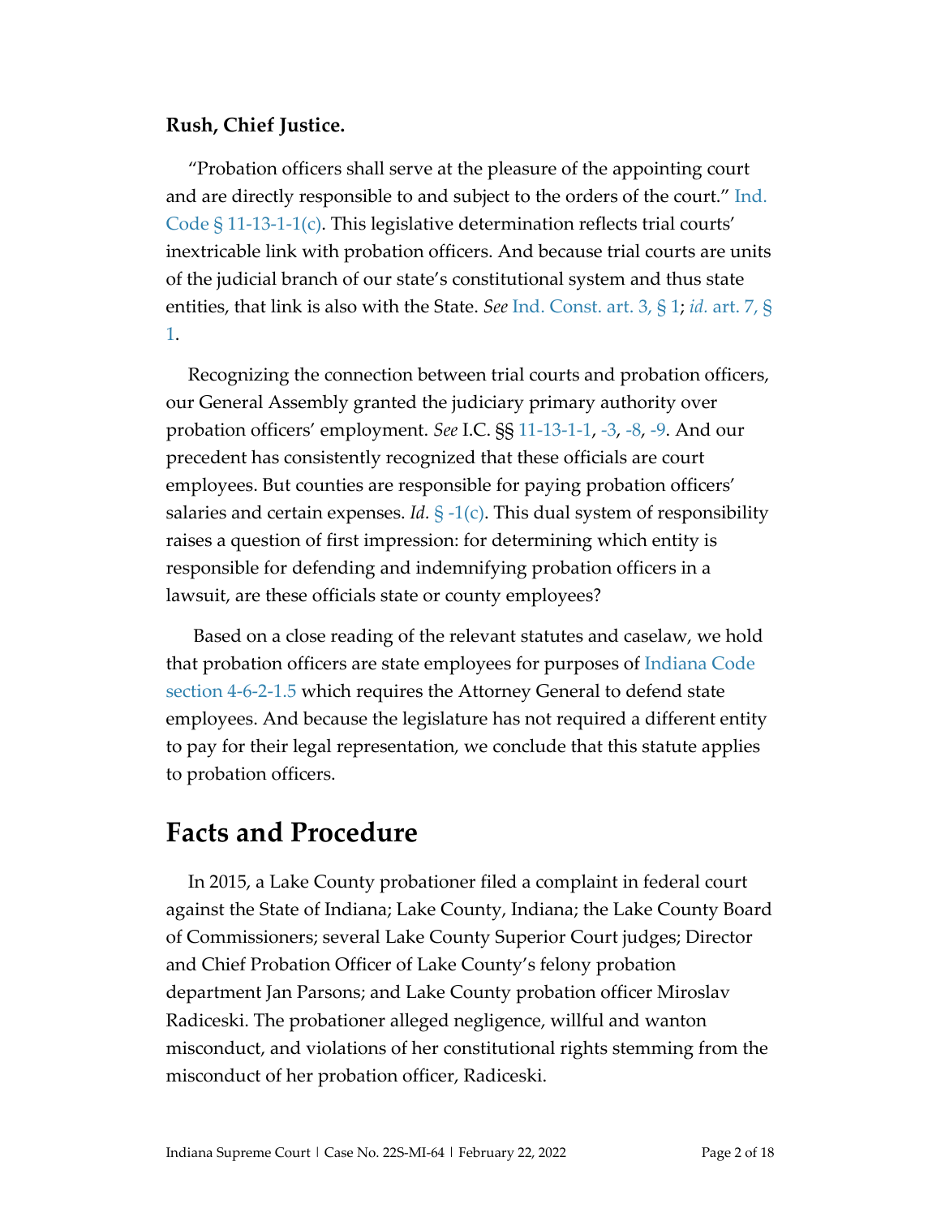**Rush, Chief Justice.**

"Probation officers shall serve at the pleasure of the appointing court and are directly responsible to and subject to the orders of the court." Ind. Code § 11-13-1-1(c). This legislative determination reflects trial courts' inextricable link with probation officers. And because trial courts are units of the judicial branch of our state's constitutional system and thus state entities, that link is also with the State. *See* Ind. Const. art. 3, § 1; *id.* art. 7, § 1.

Recognizing the connection between trial courts and probation officers, our General Assembly granted the judiciary primary authority over probation officers' employment. *See* I.C. §§ 11-13-1-1, -3, -8, -9. And our precedent has consistently recognized that these officials are court employees. But counties are responsible for paying probation officers' salaries and certain expenses. *Id.* § -1(c). This dual system of responsibility raises a question of first impression: for determining which entity is responsible for defending and indemnifying probation officers in a lawsuit, are these officials state or county employees?

Based on a close reading of the relevant statutes and caselaw, we hold that probation officers are state employees for purposes of Indiana Code section 4-6-2-1.5 which requires the Attorney General to defend state employees. And because the legislature has not required a different entity to pay for their legal representation, we conclude that this statute applies to probation officers.

# Facts and Procedure

In 2015, a Lake County probationer filed a complaint in federal court against the State of Indiana; Lake County, Indiana; the Lake County Board of Commissioners; several Lake County Superior Court judges; Director and Chief Probation Officer of Lake County's felony probation department Jan Parsons; and Lake County probation officer Miroslav Radiceski. The probationer alleged negligence, willful and wanton misconduct, and violations of her constitutional rights stemming from the misconduct of her probation officer, Radiceski.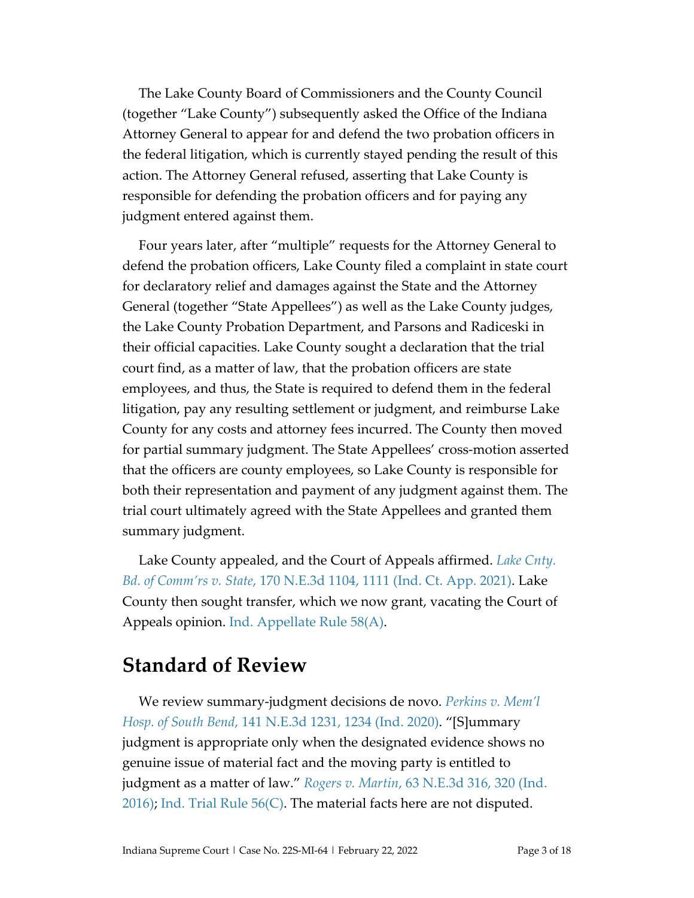The Lake County Board of Commissioners and the County Council (together "Lake County") subsequently asked the Office of the Indiana Attorney General to appear for and defend the two probation officers in the federal litigation, which is currently stayed pending the result of this action. The Attorney General refused, asserting that Lake County is responsible for defending the probation officers and for paying any judgment entered against them.

Four years later, after "multiple" requests for the Attorney General to defend the probation officers, Lake County filed a complaint in state court for declaratory relief and damages against the State and the Attorney General (together "State Appellees") as well as the Lake County judges, the Lake County Probation Department, and Parsons and Radiceski in their official capacities. Lake County sought a declaration that the trial court find, as a matter of law, that the probation officers are state employees, and thus, the State is required to defend them in the federal litigation, pay any resulting settlement or judgment, and reimburse Lake County for any costs and attorney fees incurred. The County then moved for partial summary judgment. The State Appellees' cross-motion asserted that the officers are county employees, so Lake County is responsible for both their representation and payment of any judgment against them. The trial court ultimately agreed with the State Appellees and granted them summary judgment.

Lake County appealed, and the Court of Appeals affirmed. *Lake Cnty. Bd. of Comm'rs v. State*, 170 N.E.3d 1104, 1111 (Ind. Ct. App. 2021). Lake County then sought transfer, which we now grant, vacating the Court of Appeals opinion. Ind. Appellate Rule 58(A).

## Standard of Review

We review summary-judgment decisions de novo. *Perkins v. Mem'l Hosp. of South Bend*, 141 N.E.3d 1231, 1234 (Ind. 2020). "[S]ummary judgment is appropriate only when the designated evidence shows no genuine issue of material fact and the moving party is entitled to judgment as a matter of law." *Rogers v. Martin*, 63 N.E.3d 316, 320 (Ind. 2016); Ind. Trial Rule 56(C). The material facts here are not disputed.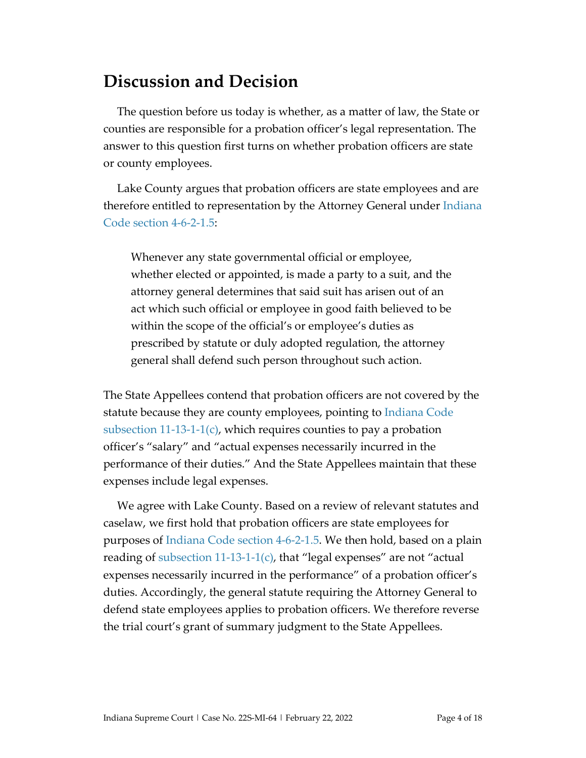## Discussion and Decision

The question before us today is whether, as a matter of law, the State or counties are responsible for a probation officer's legal representation. The answer to this question first turns on whether probation officers are state or county employees.

Lake County argues that probation officers are state employees and are therefore entitled to representation by the Attorney General under Indiana Code section 4-6-2-1.5:

> Whenever any state governmental official or employee, whether elected or appointed, is made a party to a suit, and the attorney general determines that said suit has arisen out of an act which such official or employee in good faith believed to be within the scope of the official's or employee's duties as prescribed by statute or duly adopted regulation, the attorney general shall defend such person throughout such action.

The State Appellees contend that probation officers are not covered by the statute because they are county employees, pointing to Indiana Code subsection 11-13-1-1(c), which requires counties to pay a probation officer's "salary" and "actual expenses necessarily incurred in the performance of their duties." And the State Appellees maintain that these expenses include legal expenses.

We agree with Lake County. Based on a review of relevant statutes and caselaw, we first hold that probation officers are state employees for purposes of Indiana Code section 4-6-2-1.5. We then hold, based on a plain reading of subsection 11-13-1-1(c), that "legal expenses" are not "actual expenses necessarily incurred in the performance" of a probation officer's duties. Accordingly, the general statute requiring the Attorney General to defend state employees applies to probation officers. We therefore reverse the trial court's grant of summary judgment to the State Appellees.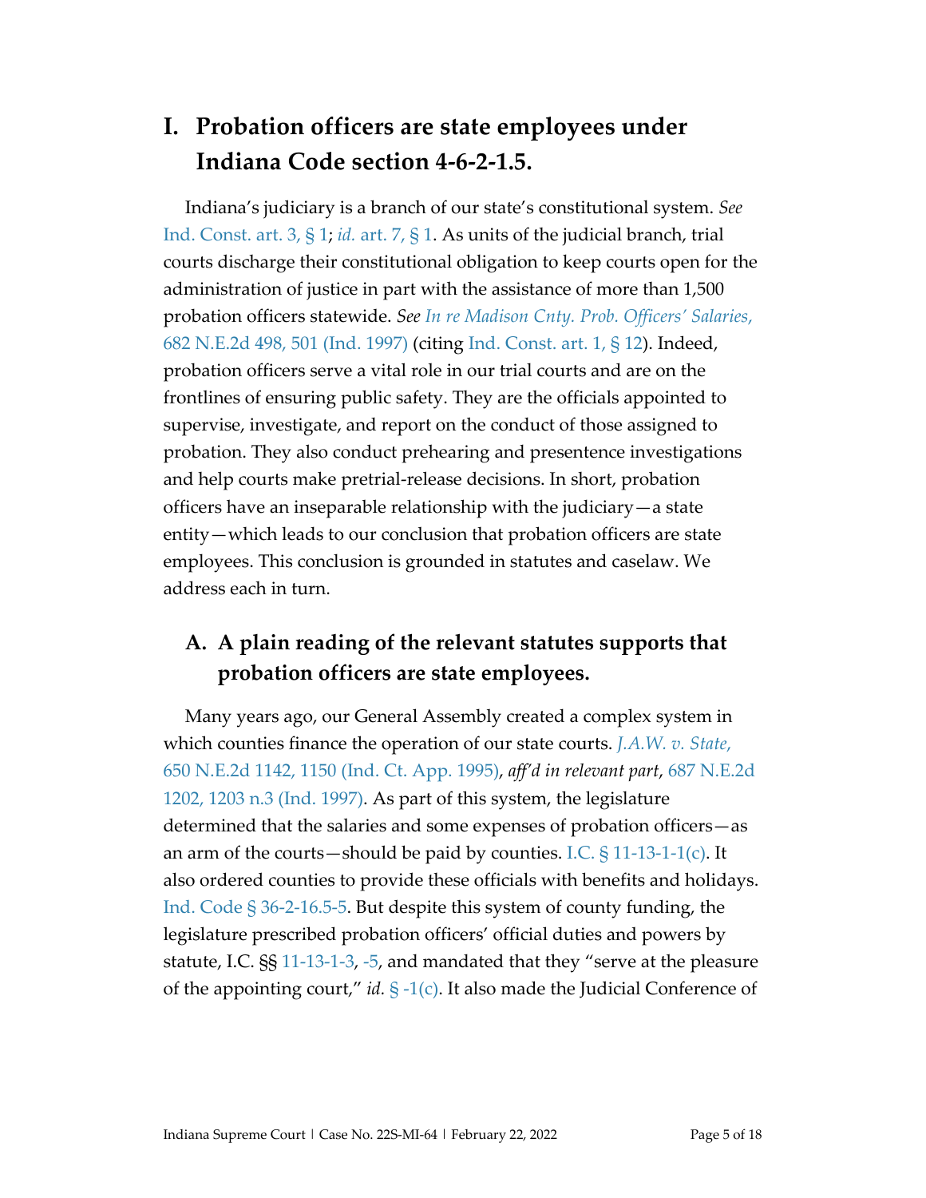# I. Probation officers are state employees under Indiana Code section 4-6-2-1.5.

Indiana's judiciary is a branch of our state's constitutional system. *See* Ind. Const. art. 3, § 1; *id.* art. 7, § 1. As units of the judicial branch, trial courts discharge their constitutional obligation to keep courts open for the administration of justice in part with the assistance of more than 1,500 probation officers statewide. *See In re Madison Cnty. Prob. Officers' Salaries*, 682 N.E.2d 498, 501 (Ind. 1997) (citing Ind. Const. art. 1, § 12). Indeed, probation officers serve a vital role in our trial courts and are on the frontlines of ensuring public safety. They are the officials appointed to supervise, investigate, and report on the conduct of those assigned to probation. They also conduct prehearing and presentence investigations and help courts make pretrial-release decisions. In short, probation officers have an inseparable relationship with the judiciary—a state entity—which leads to our conclusion that probation officers are state employees. This conclusion is grounded in statutes and caselaw. We address each in turn.

## A. A plain reading of the relevant statutes supports that probation officers are state employees.

Many years ago, our General Assembly created a complex system in which counties finance the operation of our state courts. *J.A.W. v. State*, 650 N.E.2d 1142, 1150 (Ind. Ct. App. 1995), *aff'd in relevant part*, 687 N.E.2d 1202, 1203 n.3 (Ind. 1997). As part of this system, the legislature determined that the salaries and some expenses of probation officers—as an arm of the courts—should be paid by counties. I.C. § 11-13-1-1(c). It also ordered counties to provide these officials with benefits and holidays. Ind. Code § 36-2-16.5-5. But despite this system of county funding, the legislature prescribed probation officers' official duties and powers by statute, I.C. §§ 11-13-1-3, -5, and mandated that they "serve at the pleasure of the appointing court," *id.* § -1(c). It also made the Judicial Conference of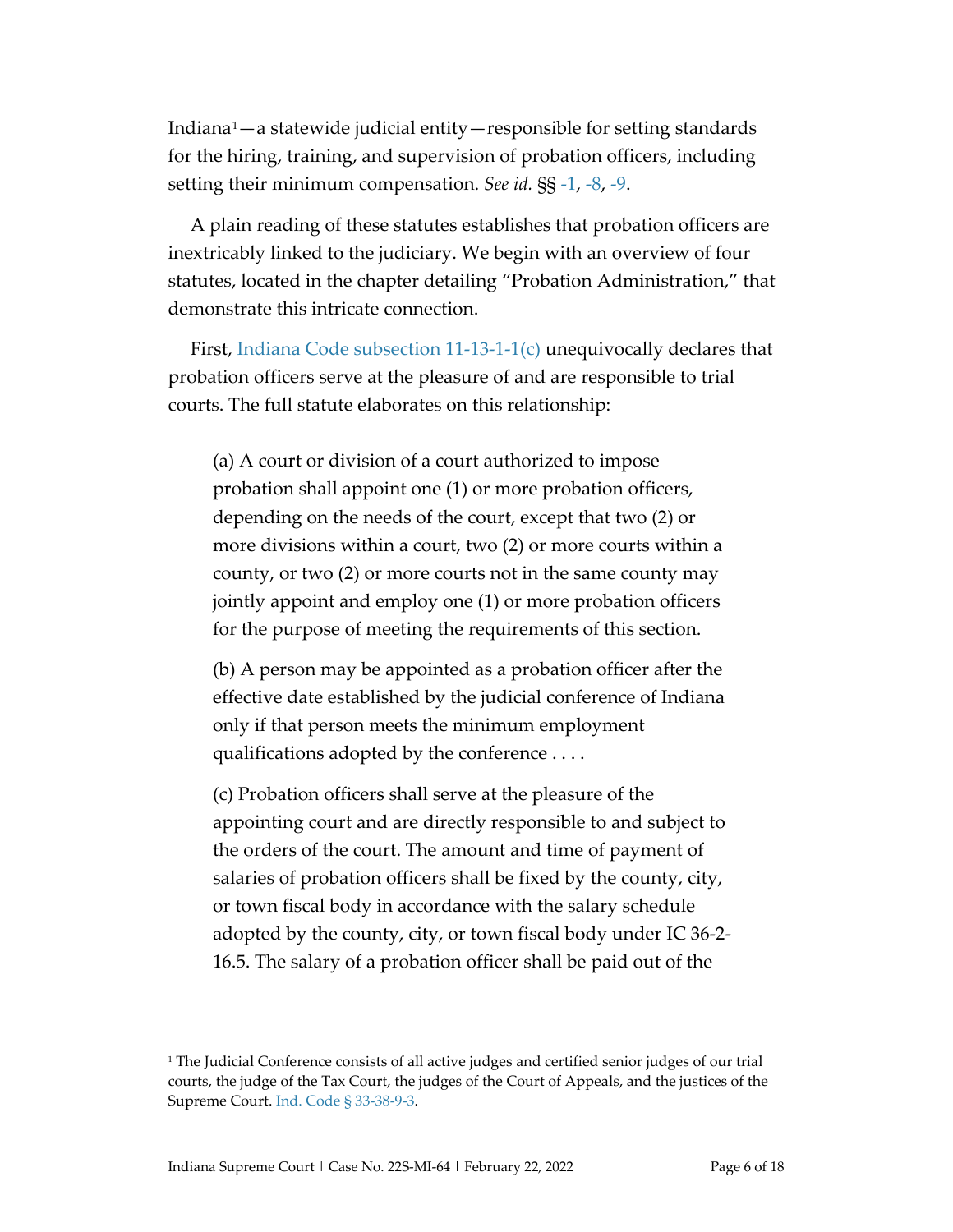Indiana[1]—a statewide judicial entity—responsible for setting standards for the hiring, training, and supervision of probation officers, including setting their minimum compensation. *See id.* §§ -1, -8, -9.

A plain reading of these statutes establishes that probation officers are inextricably linked to the judiciary. We begin with an overview of four statutes, located in the chapter detailing "Probation Administration," that demonstrate this intricate connection.

First, Indiana Code subsection 11-13-1-1(c) unequivocally declares that probation officers serve at the pleasure of and are responsible to trial courts. The full statute elaborates on this relationship:

> (a) A court or division of a court authorized to impose probation shall appoint one (1) or more probation officers, depending on the needs of the court, except that two (2) or more divisions within a court, two (2) or more courts within a county, or two (2) or more courts not in the same county may jointly appoint and employ one (1) or more probation officers for the purpose of meeting the requirements of this section.
>
> (b) A person may be appointed as a probation officer after the effective date established by the judicial conference of Indiana only if that person meets the minimum employment qualifications adopted by the conference . . . .
>
> (c) Probation officers shall serve at the pleasure of the appointing court and are directly responsible to and subject to the orders of the court. The amount and time of payment of salaries of probation officers shall be fixed by the county, city, or town fiscal body in accordance with the salary schedule adopted by the county, city, or town fiscal body under IC 36-2-16.5. The salary of a probation officer shall be paid out of the

[1] The Judicial Conference consists of all active judges and certified senior judges of our trial courts, the judge of the Tax Court, the judges of the Court of Appeals, and the justices of the Supreme Court. Ind. Code § 33-38-9-3.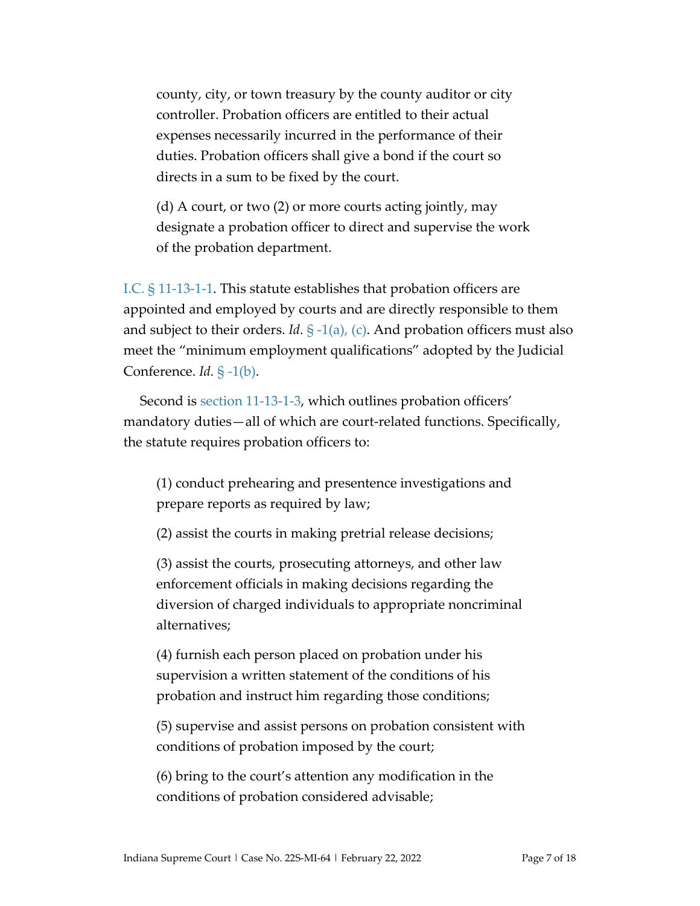> county, city, or town treasury by the county auditor or city controller. Probation officers are entitled to their actual expenses necessarily incurred in the performance of their duties. Probation officers shall give a bond if the court so directs in a sum to be fixed by the court.
>
> (d) A court, or two (2) or more courts acting jointly, may designate a probation officer to direct and supervise the work of the probation department.

I.C. § 11-13-1-1. This statute establishes that probation officers are appointed and employed by courts and are directly responsible to them and subject to their orders. *Id.* § -1(a), (c). And probation officers must also meet the "minimum employment qualifications" adopted by the Judicial Conference. *Id.* § -1(b).

Second is section 11-13-1-3, which outlines probation officers' mandatory duties—all of which are court-related functions. Specifically, the statute requires probation officers to:

> (1) conduct prehearing and presentence investigations and prepare reports as required by law;
>
> (2) assist the courts in making pretrial release decisions;
>
> (3) assist the courts, prosecuting attorneys, and other law enforcement officials in making decisions regarding the diversion of charged individuals to appropriate noncriminal alternatives;
>
> (4) furnish each person placed on probation under his supervision a written statement of the conditions of his probation and instruct him regarding those conditions;
>
> (5) supervise and assist persons on probation consistent with conditions of probation imposed by the court;
>
> (6) bring to the court's attention any modification in the conditions of probation considered advisable;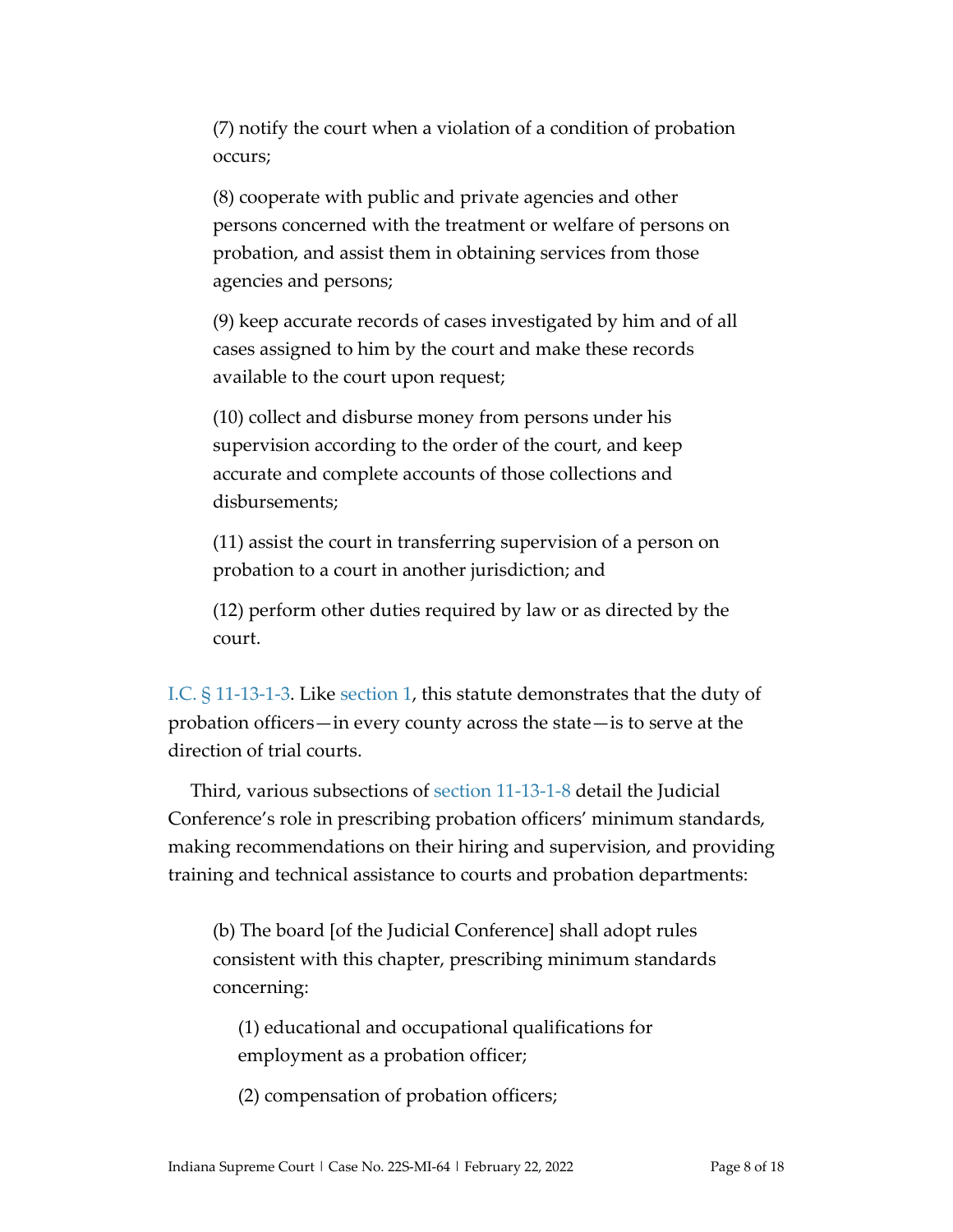> (7) notify the court when a violation of a condition of probation occurs;
>
> (8) cooperate with public and private agencies and other persons concerned with the treatment or welfare of persons on probation, and assist them in obtaining services from those agencies and persons;
>
> (9) keep accurate records of cases investigated by him and of all cases assigned to him by the court and make these records available to the court upon request;
>
> (10) collect and disburse money from persons under his supervision according to the order of the court, and keep accurate and complete accounts of those collections and disbursements;
>
> (11) assist the court in transferring supervision of a person on probation to a court in another jurisdiction; and
>
> (12) perform other duties required by law or as directed by the court.

I.C. § 11-13-1-3. Like section 1, this statute demonstrates that the duty of probation officers—in every county across the state—is to serve at the direction of trial courts.

Third, various subsections of section 11-13-1-8 detail the Judicial Conference's role in prescribing probation officers' minimum standards, making recommendations on their hiring and supervision, and providing training and technical assistance to courts and probation departments:

> (b) The board [of the Judicial Conference] shall adopt rules consistent with this chapter, prescribing minimum standards concerning:
>
> > (1) educational and occupational qualifications for employment as a probation officer;
> >
> > (2) compensation of probation officers;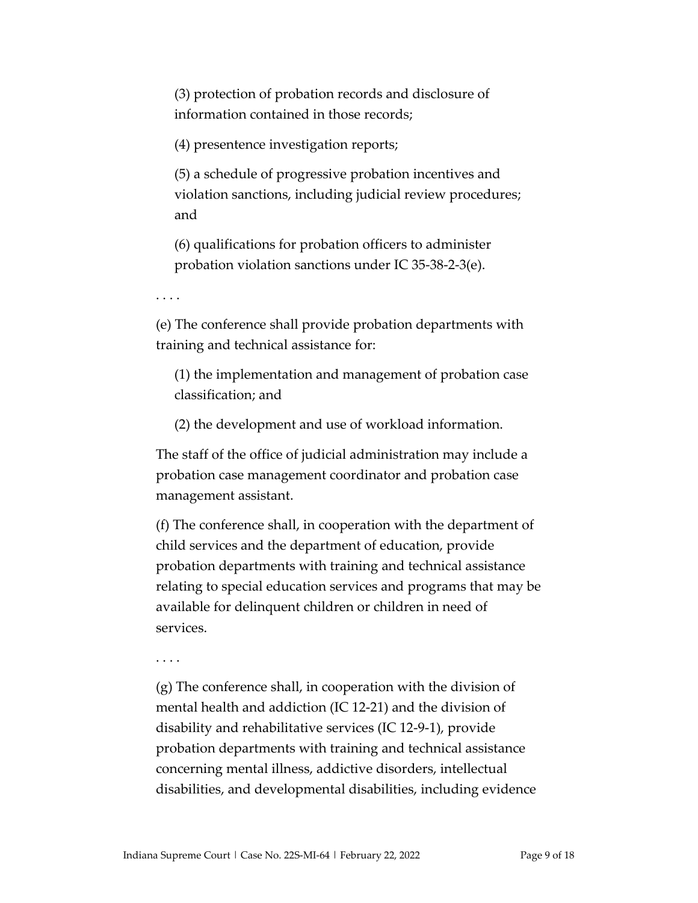(3) protection of probation records and disclosure of information contained in those records;

(4) presentence investigation reports;

(5) a schedule of progressive probation incentives and violation sanctions, including judicial review procedures; and

(6) qualifications for probation officers to administer probation violation sanctions under IC 35-38-2-3(e).

. . . .

(e) The conference shall provide probation departments with training and technical assistance for:

(1) the implementation and management of probation case classification; and

(2) the development and use of workload information.

The staff of the office of judicial administration may include a probation case management coordinator and probation case management assistant.

(f) The conference shall, in cooperation with the department of child services and the department of education, provide probation departments with training and technical assistance relating to special education services and programs that may be available for delinquent children or children in need of services.

. . . .

(g) The conference shall, in cooperation with the division of mental health and addiction (IC 12-21) and the division of disability and rehabilitative services (IC 12-9-1), provide probation departments with training and technical assistance concerning mental illness, addictive disorders, intellectual disabilities, and developmental disabilities, including evidence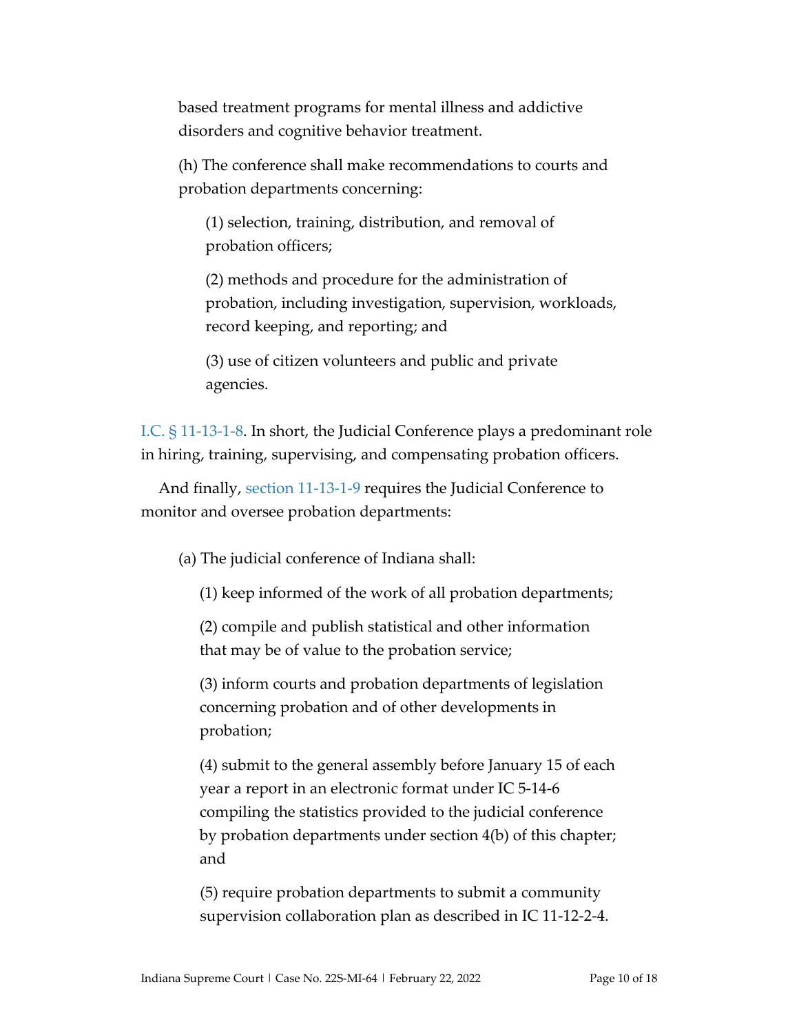based treatment programs for mental illness and addictive disorders and cognitive behavior treatment.

> (h) The conference shall make recommendations to courts and probation departments concerning:
>
> > (1) selection, training, distribution, and removal of probation officers;
> >
> > (2) methods and procedure for the administration of probation, including investigation, supervision, workloads, record keeping, and reporting; and
> >
> > (3) use of citizen volunteers and public and private agencies.

I.C. § 11-13-1-8. In short, the Judicial Conference plays a predominant role in hiring, training, supervising, and compensating probation officers.

And finally, section 11-13-1-9 requires the Judicial Conference to monitor and oversee probation departments:

> (a) The judicial conference of Indiana shall:
>
> > (1) keep informed of the work of all probation departments;
> >
> > (2) compile and publish statistical and other information that may be of value to the probation service;
> >
> > (3) inform courts and probation departments of legislation concerning probation and of other developments in probation;
> >
> > (4) submit to the general assembly before January 15 of each year a report in an electronic format under IC 5-14-6 compiling the statistics provided to the judicial conference by probation departments under section 4(b) of this chapter; and
> >
> > (5) require probation departments to submit a community supervision collaboration plan as described in IC 11-12-2-4.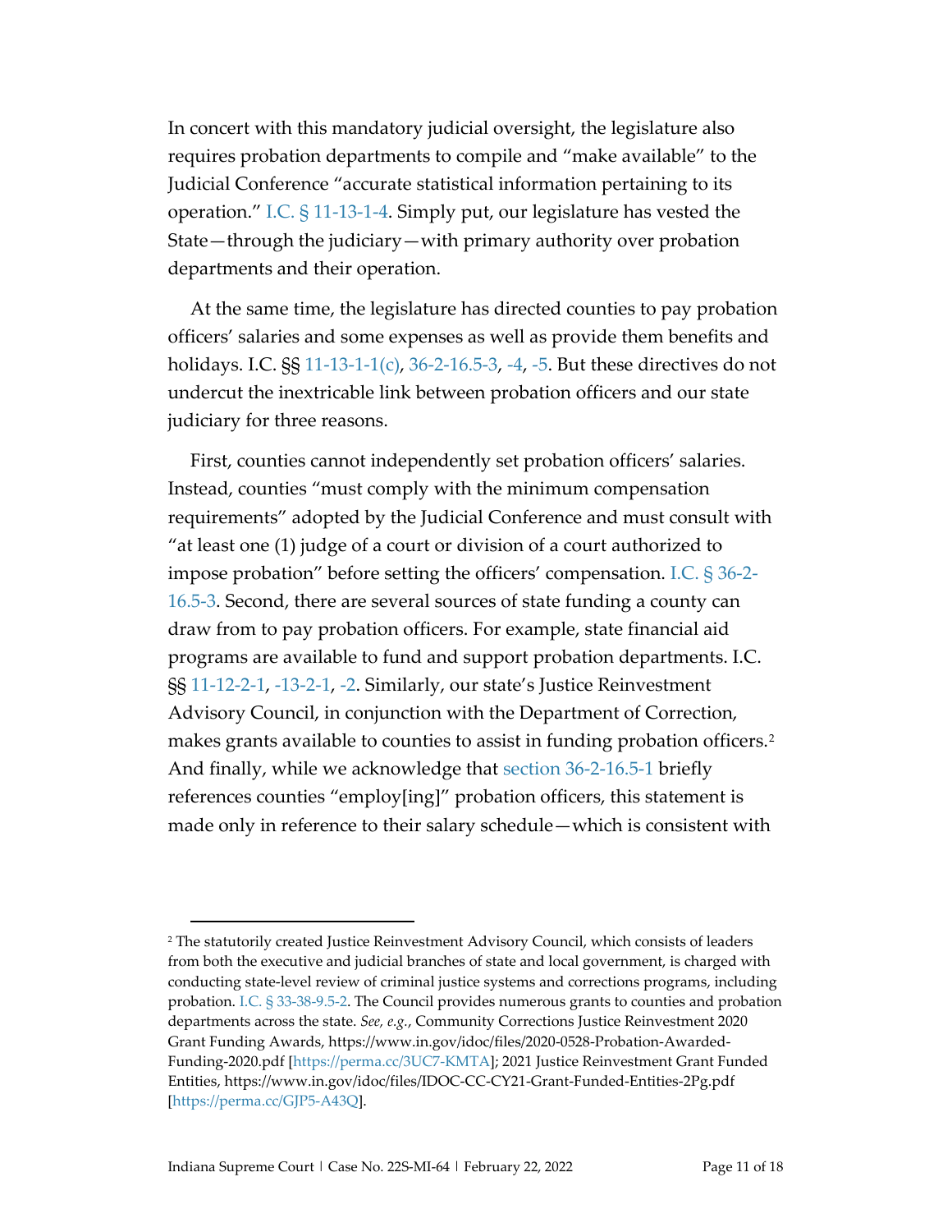In concert with this mandatory judicial oversight, the legislature also requires probation departments to compile and "make available" to the Judicial Conference "accurate statistical information pertaining to its operation." I.C. § 11-13-1-4. Simply put, our legislature has vested the State—through the judiciary—with primary authority over probation departments and their operation.

At the same time, the legislature has directed counties to pay probation officers' salaries and some expenses as well as provide them benefits and holidays. I.C. §§ 11-13-1-1(c), 36-2-16.5-3, -4, -5. But these directives do not undercut the inextricable link between probation officers and our state judiciary for three reasons.

First, counties cannot independently set probation officers' salaries. Instead, counties "must comply with the minimum compensation requirements" adopted by the Judicial Conference and must consult with "at least one (1) judge of a court or division of a court authorized to impose probation" before setting the officers' compensation. I.C. § 36-2-16.5-3. Second, there are several sources of state funding a county can draw from to pay probation officers. For example, state financial aid programs are available to fund and support probation departments. I.C. §§ 11-12-2-1, -13-2-1, -2. Similarly, our state's Justice Reinvestment Advisory Council, in conjunction with the Department of Correction, makes grants available to counties to assist in funding probation officers.[2] And finally, while we acknowledge that section 36-2-16.5-1 briefly references counties "employ[ing]" probation officers, this statement is made only in reference to their salary schedule—which is consistent with

---

[2] The statutorily created Justice Reinvestment Advisory Council, which consists of leaders from both the executive and judicial branches of state and local government, is charged with conducting state-level review of criminal justice systems and corrections programs, including probation. I.C. § 33-38-9.5-2. The Council provides numerous grants to counties and probation departments across the state. *See, e.g.*, Community Corrections Justice Reinvestment 2020 Grant Funding Awards, https://www.in.gov/idoc/files/2020-0528-Probation-Awarded-Funding-2020.pdf [https://perma.cc/3UC7-KMTA]; 2021 Justice Reinvestment Grant Funded Entities, https://www.in.gov/idoc/files/IDOC-CC-CY21-Grant-Funded-Entities-2Pg.pdf [https://perma.cc/GJP5-A43Q].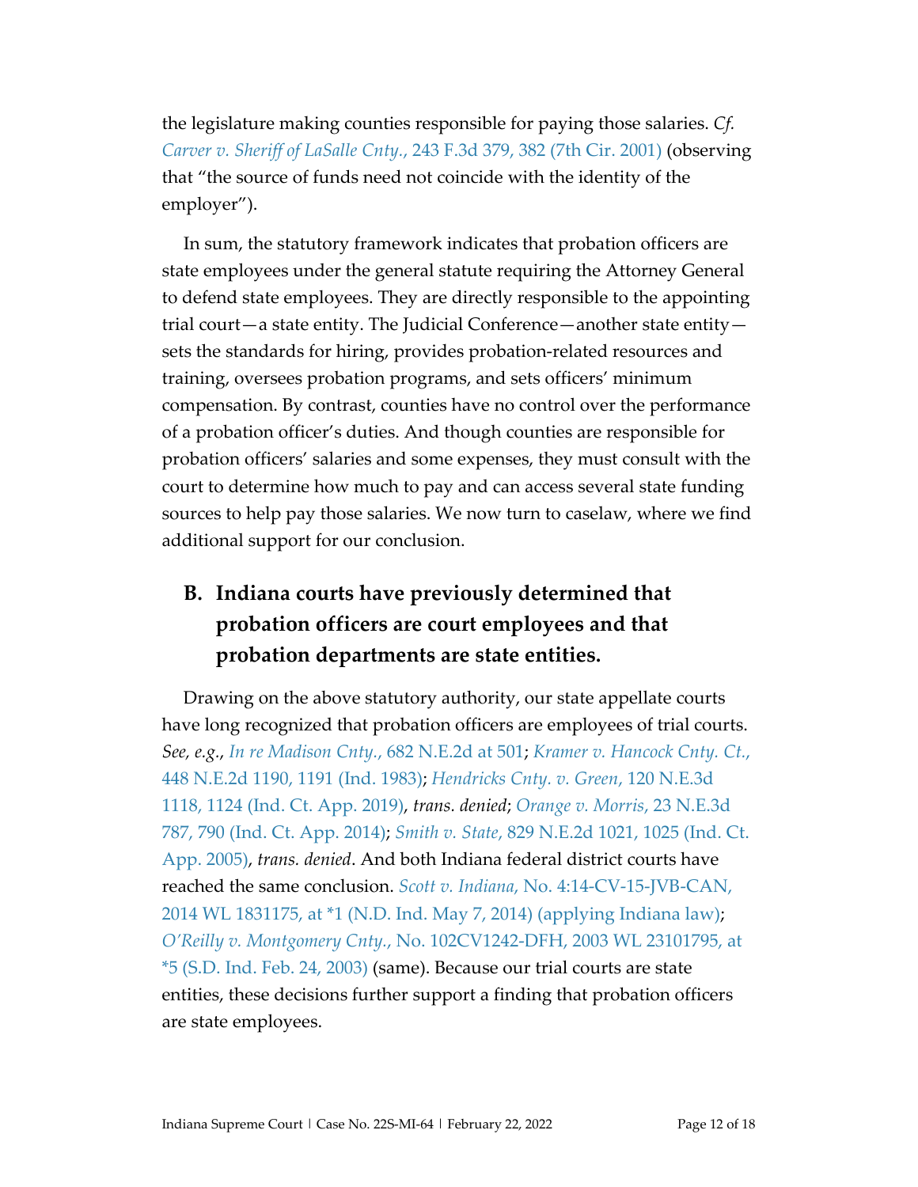the legislature making counties responsible for paying those salaries. *Cf. Carver v. Sheriff of LaSalle Cnty.*, 243 F.3d 379, 382 (7th Cir. 2001) (observing that "the source of funds need not coincide with the identity of the employer").

In sum, the statutory framework indicates that probation officers are state employees under the general statute requiring the Attorney General to defend state employees. They are directly responsible to the appointing trial court—a state entity. The Judicial Conference—another state entity—sets the standards for hiring, provides probation-related resources and training, oversees probation programs, and sets officers' minimum compensation. By contrast, counties have no control over the performance of a probation officer's duties. And though counties are responsible for probation officers' salaries and some expenses, they must consult with the court to determine how much to pay and can access several state funding sources to help pay those salaries. We now turn to caselaw, where we find additional support for our conclusion.

## B. Indiana courts have previously determined that probation officers are court employees and that probation departments are state entities.

Drawing on the above statutory authority, our state appellate courts have long recognized that probation officers are employees of trial courts. *See, e.g.*, *In re Madison Cnty.*, 682 N.E.2d at 501; *Kramer v. Hancock Cnty. Ct.*, 448 N.E.2d 1190, 1191 (Ind. 1983); *Hendricks Cnty. v. Green*, 120 N.E.3d 1118, 1124 (Ind. Ct. App. 2019), *trans. denied*; *Orange v. Morris*, 23 N.E.3d 787, 790 (Ind. Ct. App. 2014); *Smith v. State*, 829 N.E.2d 1021, 1025 (Ind. Ct. App. 2005), *trans. denied*. And both Indiana federal district courts have reached the same conclusion. *Scott v. Indiana*, No. 4:14-CV-15-JVB-CAN, 2014 WL 1831175, at *1 (N.D. Ind. May 7, 2014) (applying Indiana law); *O'Reilly v. Montgomery Cnty.*, No. 102CV1242-DFH, 2003 WL 23101795, at *5 (S.D. Ind. Feb. 24, 2003) (same). Because our trial courts are state entities, these decisions further support a finding that probation officers are state employees.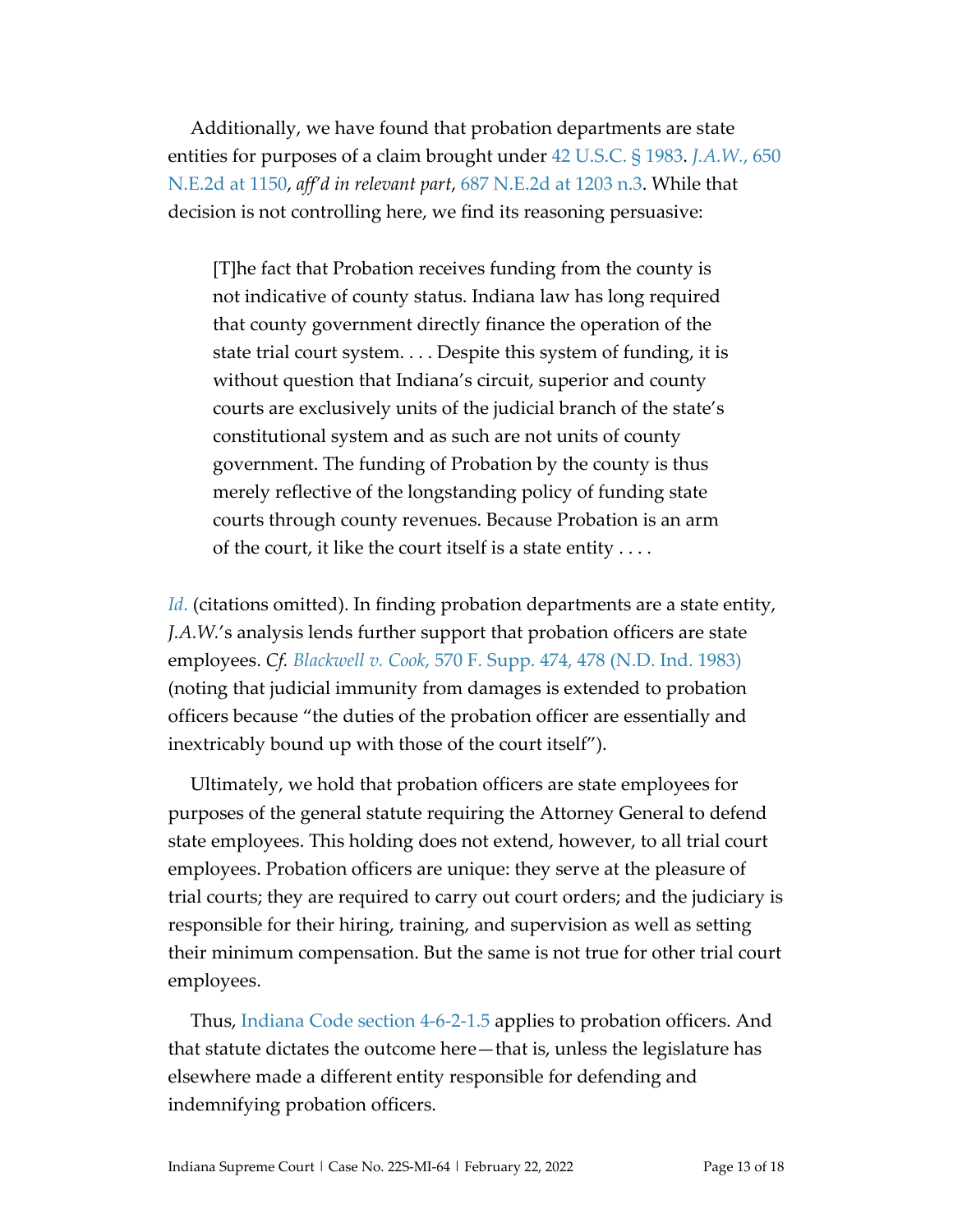Additionally, we have found that probation departments are state entities for purposes of a claim brought under 42 U.S.C. § 1983. *J.A.W.*, 650 N.E.2d at 1150, *aff'd in relevant part*, 687 N.E.2d at 1203 n.3. While that decision is not controlling here, we find its reasoning persuasive:

> [T]he fact that Probation receives funding from the county is not indicative of county status. Indiana law has long required that county government directly finance the operation of the state trial court system. . . . Despite this system of funding, it is without question that Indiana's circuit, superior and county courts are exclusively units of the judicial branch of the state's constitutional system and as such are not units of county government. The funding of Probation by the county is thus merely reflective of the longstanding policy of funding state courts through county revenues. Because Probation is an arm of the court, it like the court itself is a state entity . . . .

*Id.* (citations omitted). In finding probation departments are a state entity, *J.A.W.*'s analysis lends further support that probation officers are state employees. *Cf. Blackwell v. Cook*, 570 F. Supp. 474, 478 (N.D. Ind. 1983) (noting that judicial immunity from damages is extended to probation officers because "the duties of the probation officer are essentially and inextricably bound up with those of the court itself").

Ultimately, we hold that probation officers are state employees for purposes of the general statute requiring the Attorney General to defend state employees. This holding does not extend, however, to all trial court employees. Probation officers are unique: they serve at the pleasure of trial courts; they are required to carry out court orders; and the judiciary is responsible for their hiring, training, and supervision as well as setting their minimum compensation. But the same is not true for other trial court employees.

Thus, Indiana Code section 4-6-2-1.5 applies to probation officers. And that statute dictates the outcome here—that is, unless the legislature has elsewhere made a different entity responsible for defending and indemnifying probation officers.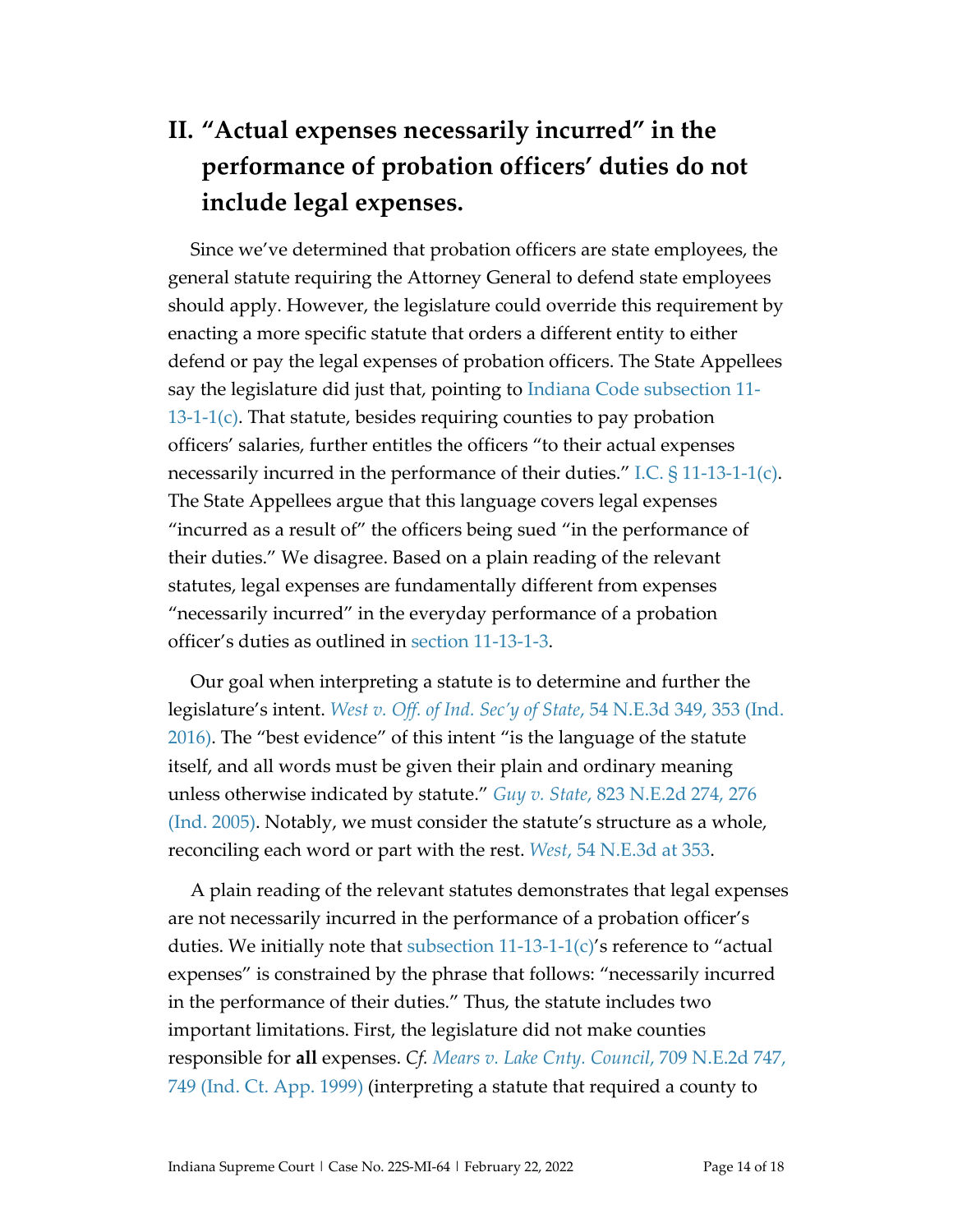## II. "Actual expenses necessarily incurred" in the performance of probation officers' duties do not include legal expenses.

Since we've determined that probation officers are state employees, the general statute requiring the Attorney General to defend state employees should apply. However, the legislature could override this requirement by enacting a more specific statute that orders a different entity to either defend or pay the legal expenses of probation officers. The State Appellees say the legislature did just that, pointing to Indiana Code subsection 11-13-1-1(c). That statute, besides requiring counties to pay probation officers' salaries, further entitles the officers "to their actual expenses necessarily incurred in the performance of their duties." I.C. § 11-13-1-1(c). The State Appellees argue that this language covers legal expenses "incurred as a result of" the officers being sued "in the performance of their duties." We disagree. Based on a plain reading of the relevant statutes, legal expenses are fundamentally different from expenses "necessarily incurred" in the everyday performance of a probation officer's duties as outlined in section 11-13-1-3.

Our goal when interpreting a statute is to determine and further the legislature's intent. *West v. Off. of Ind. Sec'y of State*, 54 N.E.3d 349, 353 (Ind. 2016). The "best evidence" of this intent "is the language of the statute itself, and all words must be given their plain and ordinary meaning unless otherwise indicated by statute." *Guy v. State*, 823 N.E.2d 274, 276 (Ind. 2005). Notably, we must consider the statute's structure as a whole, reconciling each word or part with the rest. *West*, 54 N.E.3d at 353.

A plain reading of the relevant statutes demonstrates that legal expenses are not necessarily incurred in the performance of a probation officer's duties. We initially note that subsection 11-13-1-1(c)'s reference to "actual expenses" is constrained by the phrase that follows: "necessarily incurred in the performance of their duties." Thus, the statute includes two important limitations. First, the legislature did not make counties responsible for **all** expenses. *Cf. Mears v. Lake Cnty. Council*, 709 N.E.2d 747, 749 (Ind. Ct. App. 1999) (interpreting a statute that required a county to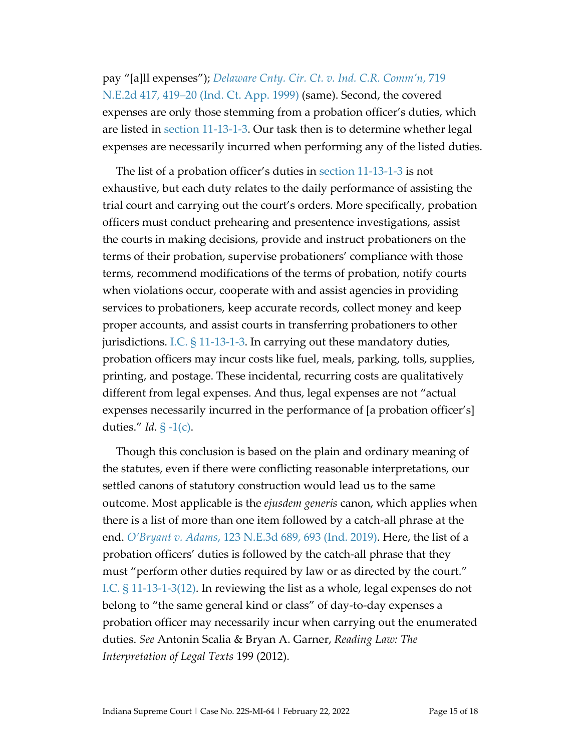pay "[a]ll expenses"); *Delaware Cnty. Cir. Ct. v. Ind. C.R. Comm'n*, 719 N.E.2d 417, 419–20 (Ind. Ct. App. 1999) (same). Second, the covered expenses are only those stemming from a probation officer's duties, which are listed in section 11-13-1-3. Our task then is to determine whether legal expenses are necessarily incurred when performing any of the listed duties.

The list of a probation officer's duties in section 11-13-1-3 is not exhaustive, but each duty relates to the daily performance of assisting the trial court and carrying out the court's orders. More specifically, probation officers must conduct prehearing and presentence investigations, assist the courts in making decisions, provide and instruct probationers on the terms of their probation, supervise probationers' compliance with those terms, recommend modifications of the terms of probation, notify courts when violations occur, cooperate with and assist agencies in providing services to probationers, keep accurate records, collect money and keep proper accounts, and assist courts in transferring probationers to other jurisdictions. I.C. § 11-13-1-3. In carrying out these mandatory duties, probation officers may incur costs like fuel, meals, parking, tolls, supplies, printing, and postage. These incidental, recurring costs are qualitatively different from legal expenses. And thus, legal expenses are not "actual expenses necessarily incurred in the performance of [a probation officer's] duties." *Id.* § -1(c).

Though this conclusion is based on the plain and ordinary meaning of the statutes, even if there were conflicting reasonable interpretations, our settled canons of statutory construction would lead us to the same outcome. Most applicable is the *ejusdem generis* canon, which applies when there is a list of more than one item followed by a catch-all phrase at the end. *O'Bryant v. Adams*, 123 N.E.3d 689, 693 (Ind. 2019). Here, the list of a probation officers' duties is followed by the catch-all phrase that they must "perform other duties required by law or as directed by the court." I.C. § 11-13-1-3(12). In reviewing the list as a whole, legal expenses do not belong to "the same general kind or class" of day-to-day expenses a probation officer may necessarily incur when carrying out the enumerated duties. *See* Antonin Scalia & Bryan A. Garner, *Reading Law: The Interpretation of Legal Texts* 199 (2012).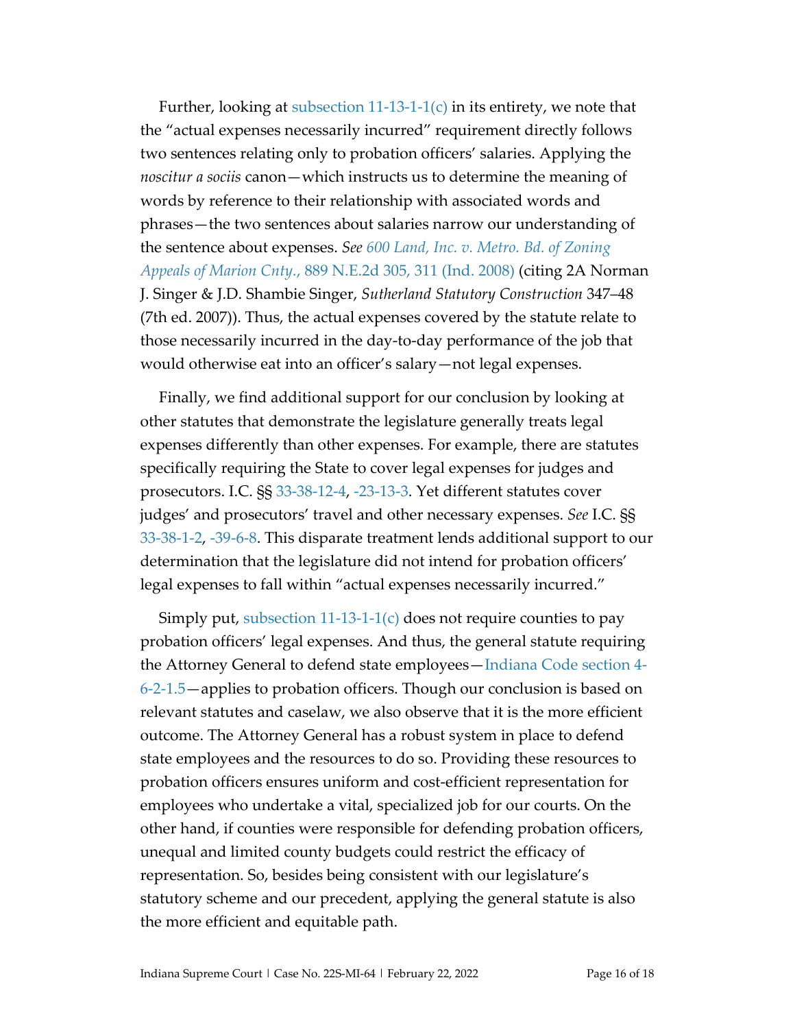Further, looking at subsection 11-13-1-1(c) in its entirety, we note that the "actual expenses necessarily incurred" requirement directly follows two sentences relating only to probation officers' salaries. Applying the *noscitur a sociis* canon—which instructs us to determine the meaning of words by reference to their relationship with associated words and phrases—the two sentences about salaries narrow our understanding of the sentence about expenses. *See 600 Land, Inc. v. Metro. Bd. of Zoning Appeals of Marion Cnty.*, 889 N.E.2d 305, 311 (Ind. 2008) (citing 2A Norman J. Singer & J.D. Shambie Singer, *Sutherland Statutory Construction* 347–48 (7th ed. 2007)). Thus, the actual expenses covered by the statute relate to those necessarily incurred in the day-to-day performance of the job that would otherwise eat into an officer's salary—not legal expenses.

Finally, we find additional support for our conclusion by looking at other statutes that demonstrate the legislature generally treats legal expenses differently than other expenses. For example, there are statutes specifically requiring the State to cover legal expenses for judges and prosecutors. I.C. §§ 33-38-12-4, -23-13-3. Yet different statutes cover judges' and prosecutors' travel and other necessary expenses. *See* I.C. §§ 33-38-1-2, -39-6-8. This disparate treatment lends additional support to our determination that the legislature did not intend for probation officers' legal expenses to fall within "actual expenses necessarily incurred."

Simply put, subsection 11-13-1-1(c) does not require counties to pay probation officers' legal expenses. And thus, the general statute requiring the Attorney General to defend state employees—Indiana Code section 4-6-2-1.5—applies to probation officers. Though our conclusion is based on relevant statutes and caselaw, we also observe that it is the more efficient outcome. The Attorney General has a robust system in place to defend state employees and the resources to do so. Providing these resources to probation officers ensures uniform and cost-efficient representation for employees who undertake a vital, specialized job for our courts. On the other hand, if counties were responsible for defending probation officers, unequal and limited county budgets could restrict the efficacy of representation. So, besides being consistent with our legislature's statutory scheme and our precedent, applying the general statute is also the more efficient and equitable path.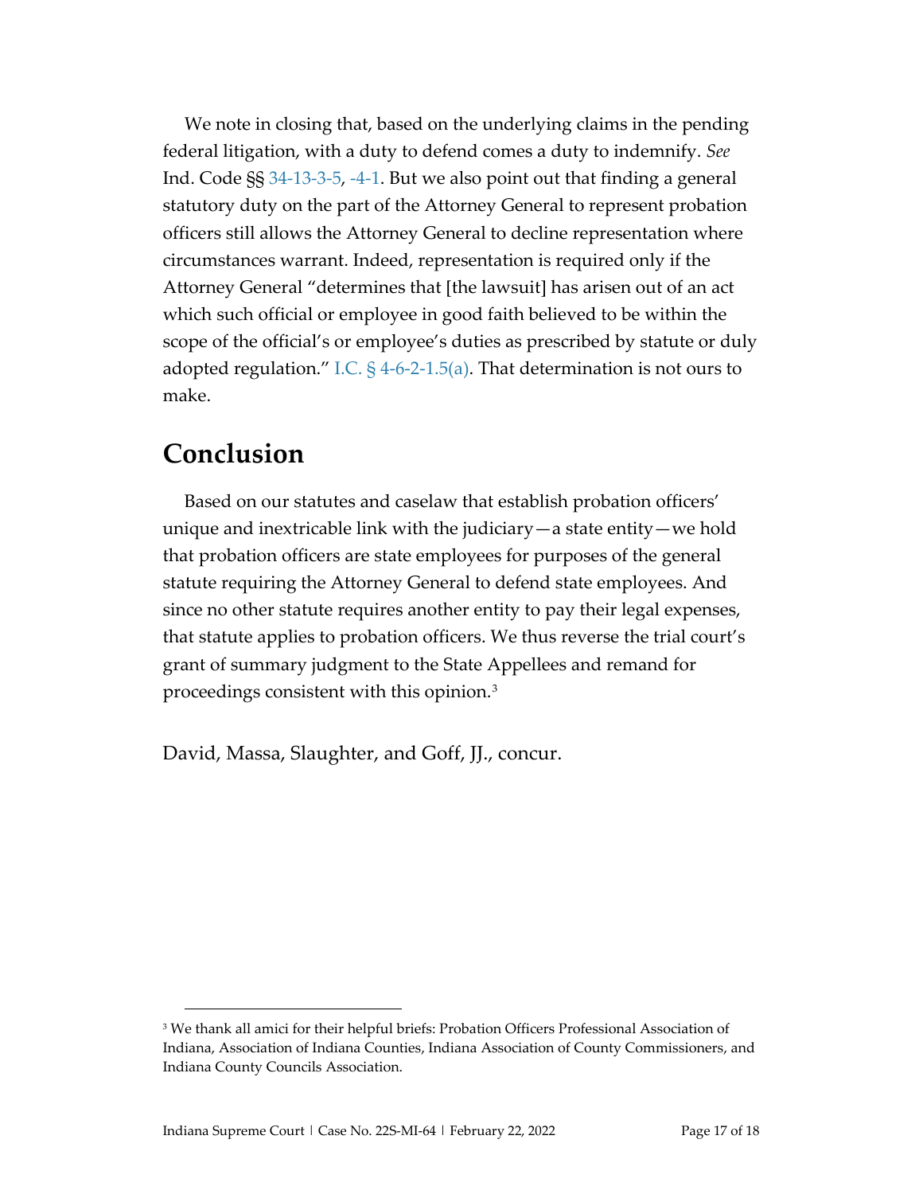We note in closing that, based on the underlying claims in the pending federal litigation, with a duty to defend comes a duty to indemnify. *See* Ind. Code §§ 34-13-3-5, -4-1. But we also point out that finding a general statutory duty on the part of the Attorney General to represent probation officers still allows the Attorney General to decline representation where circumstances warrant. Indeed, representation is required only if the Attorney General "determines that [the lawsuit] has arisen out of an act which such official or employee in good faith believed to be within the scope of the official's or employee's duties as prescribed by statute or duly adopted regulation." I.C. § 4-6-2-1.5(a). That determination is not ours to make.

## Conclusion

Based on our statutes and caselaw that establish probation officers' unique and inextricable link with the judiciary—a state entity—we hold that probation officers are state employees for purposes of the general statute requiring the Attorney General to defend state employees. And since no other statute requires another entity to pay their legal expenses, that statute applies to probation officers. We thus reverse the trial court's grant of summary judgment to the State Appellees and remand for proceedings consistent with this opinion.[3]

David, Massa, Slaughter, and Goff, JJ., concur.

---

[3] We thank all amici for their helpful briefs: Probation Officers Professional Association of Indiana, Association of Indiana Counties, Indiana Association of County Commissioners, and Indiana County Councils Association.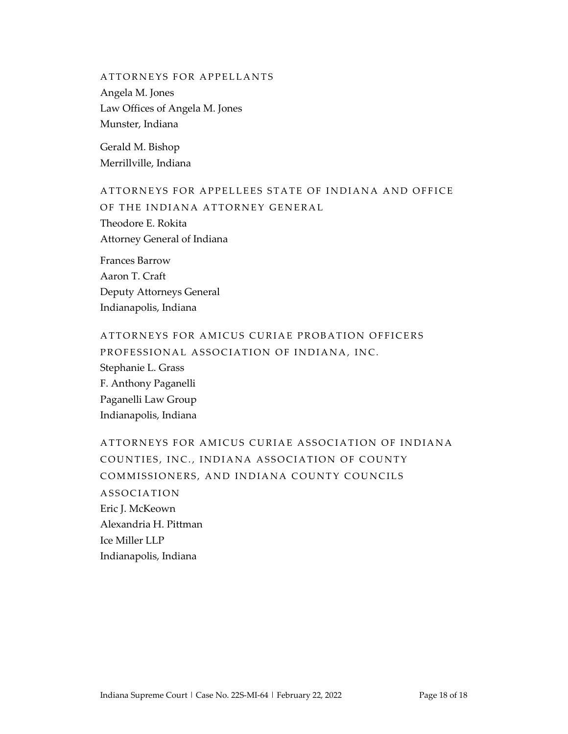ATTORNEYS FOR APPELLANTS

Angela M. Jones
Law Offices of Angela M. Jones
Munster, Indiana

Gerald M. Bishop
Merrillville, Indiana

ATTORNEYS FOR APPELLEES STATE OF INDIANA AND OFFICE OF THE INDIANA ATTORNEY GENERAL

Theodore E. Rokita
Attorney General of Indiana

Frances Barrow
Aaron T. Craft
Deputy Attorneys General
Indianapolis, Indiana

ATTORNEYS FOR AMICUS CURIAE PROBATION OFFICERS PROFESSIONAL ASSOCIATION OF INDIANA, INC.

Stephanie L. Grass
F. Anthony Paganelli
Paganelli Law Group
Indianapolis, Indiana

ATTORNEYS FOR AMICUS CURIAE ASSOCIATION OF INDIANA COUNTIES, INC., INDIANA ASSOCIATION OF COUNTY COMMISSIONERS, AND INDIANA COUNTY COUNCILS ASSOCIATION

Eric J. McKeown
Alexandria H. Pittman
Ice Miller LLP
Indianapolis, Indiana